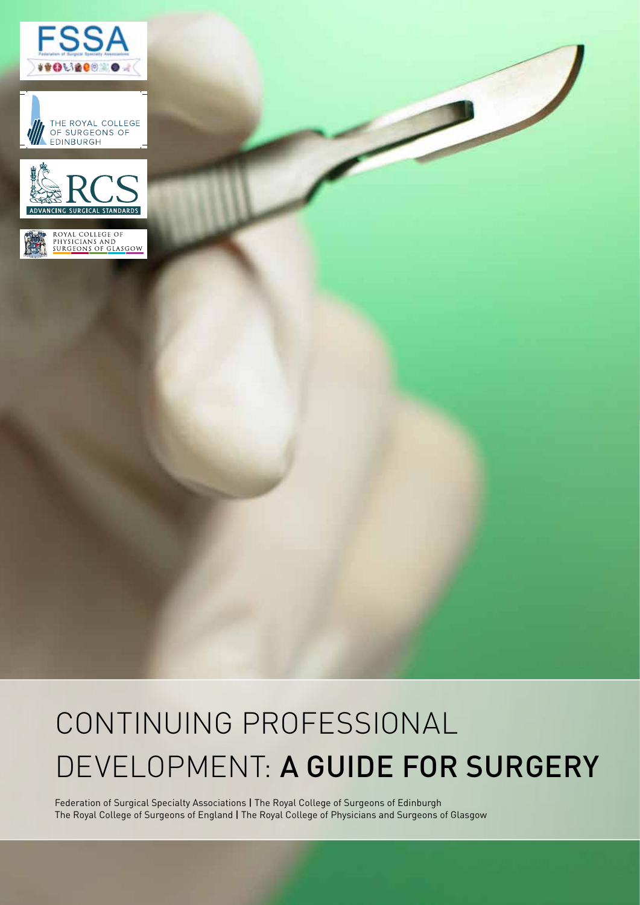# CONTINUING PROFESSIONAL DEVELOPMENT: A GUIDE FOR SURGERY

Federation of Surgical Specialty Associations | The Royal College of Surgeons of Edinburgh
The Royal College of Surgeons of England | The Royal College of Physicians and Surgeons of Glasgow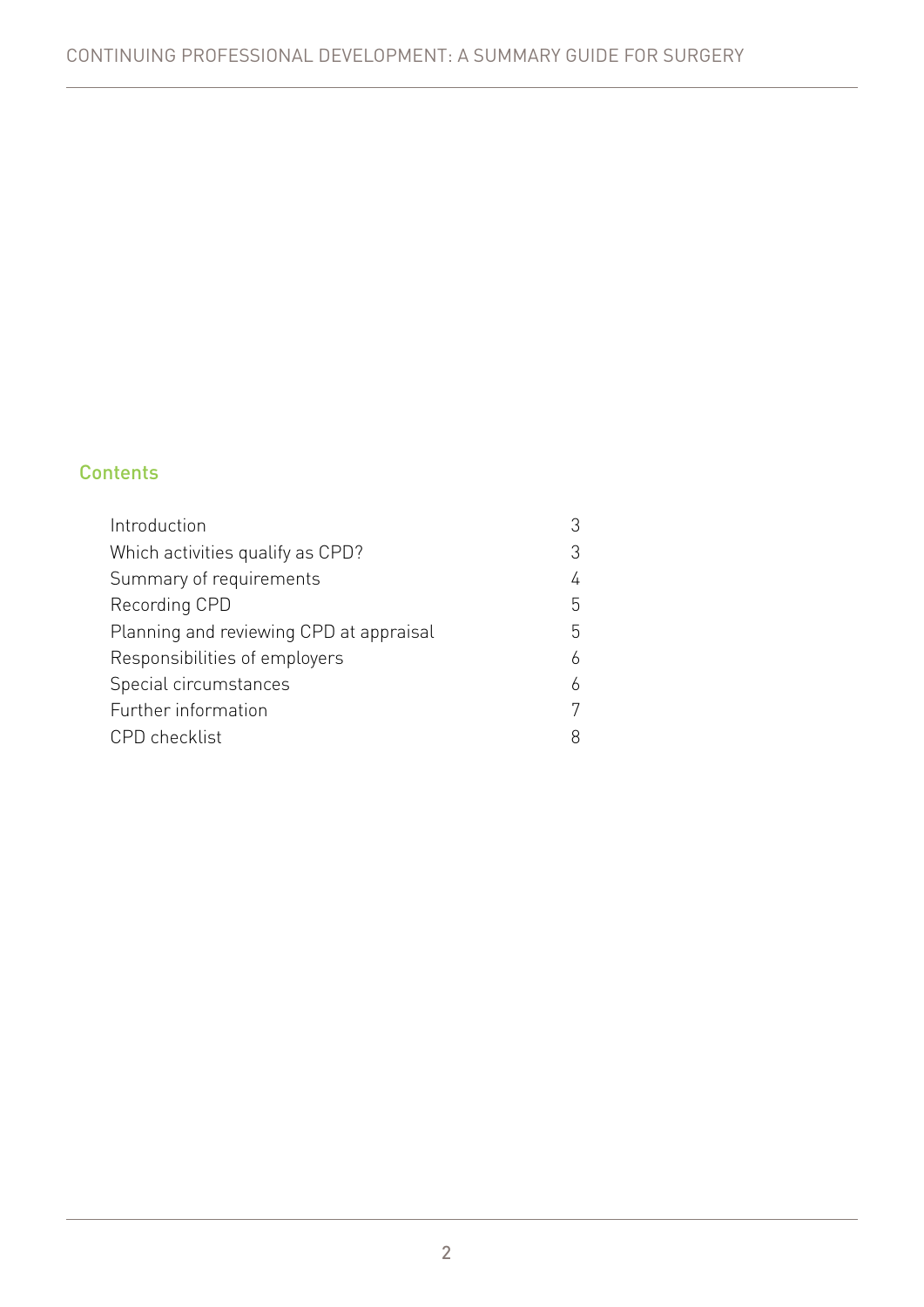## Contents

| | |
|---|---|
| Introduction | 3 |
| Which activities qualify as CPD? | 3 |
| Summary of requirements | 4 |
| Recording CPD | 5 |
| Planning and reviewing CPD at appraisal | 5 |
| Responsibilities of employers | 6 |
| Special circumstances | 6 |
| Further information | 7 |
| CPD checklist | 8 |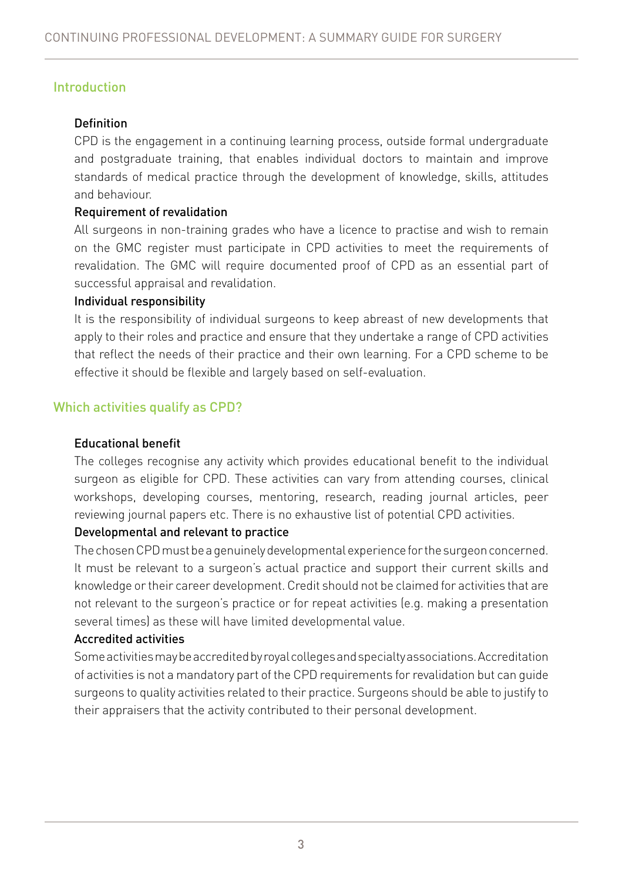## Introduction

### Definition

CPD is the engagement in a continuing learning process, outside formal undergraduate and postgraduate training, that enables individual doctors to maintain and improve standards of medical practice through the development of knowledge, skills, attitudes and behaviour.

### Requirement of revalidation

All surgeons in non-training grades who have a licence to practise and wish to remain on the GMC register must participate in CPD activities to meet the requirements of revalidation. The GMC will require documented proof of CPD as an essential part of successful appraisal and revalidation.

### Individual responsibility

It is the responsibility of individual surgeons to keep abreast of new developments that apply to their roles and practice and ensure that they undertake a range of CPD activities that reflect the needs of their practice and their own learning. For a CPD scheme to be effective it should be flexible and largely based on self-evaluation.

## Which activities qualify as CPD?

### Educational benefit

The colleges recognise any activity which provides educational benefit to the individual surgeon as eligible for CPD. These activities can vary from attending courses, clinical workshops, developing courses, mentoring, research, reading journal articles, peer reviewing journal papers etc. There is no exhaustive list of potential CPD activities.

### Developmental and relevant to practice

The chosen CPD must be a genuinely developmental experience for the surgeon concerned. It must be relevant to a surgeon's actual practice and support their current skills and knowledge or their career development. Credit should not be claimed for activities that are not relevant to the surgeon's practice or for repeat activities (e.g. making a presentation several times) as these will have limited developmental value.

### Accredited activities

Some activities may be accredited by royal colleges and specialty associations. Accreditation of activities is not a mandatory part of the CPD requirements for revalidation but can guide surgeons to quality activities related to their practice. Surgeons should be able to justify to their appraisers that the activity contributed to their personal development.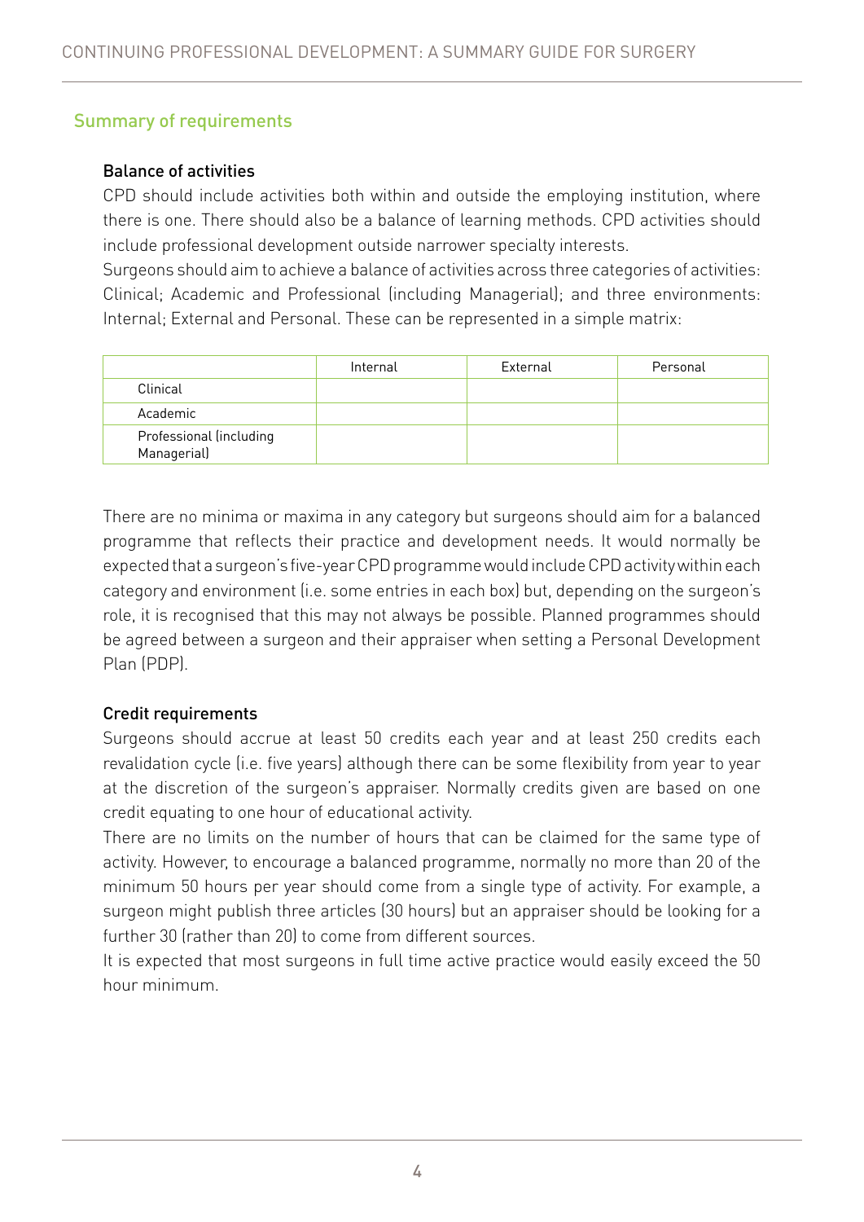## Summary of requirements

### Balance of activities

CPD should include activities both within and outside the employing institution, where there is one. There should also be a balance of learning methods. CPD activities should include professional development outside narrower specialty interests.

Surgeons should aim to achieve a balance of activities across three categories of activities: Clinical; Academic and Professional (including Managerial); and three environments: Internal; External and Personal. These can be represented in a simple matrix:

| | Internal | External | Personal |
|---|---|---|---|
| Clinical | | | |
| Academic | | | |
| Professional (including Managerial) | | | |

There are no minima or maxima in any category but surgeons should aim for a balanced programme that reflects their practice and development needs. It would normally be expected that a surgeon's five-year CPD programme would include CPD activity within each category and environment (i.e. some entries in each box) but, depending on the surgeon's role, it is recognised that this may not always be possible. Planned programmes should be agreed between a surgeon and their appraiser when setting a Personal Development Plan (PDP).

### Credit requirements

Surgeons should accrue at least 50 credits each year and at least 250 credits each revalidation cycle (i.e. five years) although there can be some flexibility from year to year at the discretion of the surgeon's appraiser. Normally credits given are based on one credit equating to one hour of educational activity.

There are no limits on the number of hours that can be claimed for the same type of activity. However, to encourage a balanced programme, normally no more than 20 of the minimum 50 hours per year should come from a single type of activity. For example, a surgeon might publish three articles (30 hours) but an appraiser should be looking for a further 30 (rather than 20) to come from different sources.

It is expected that most surgeons in full time active practice would easily exceed the 50 hour minimum.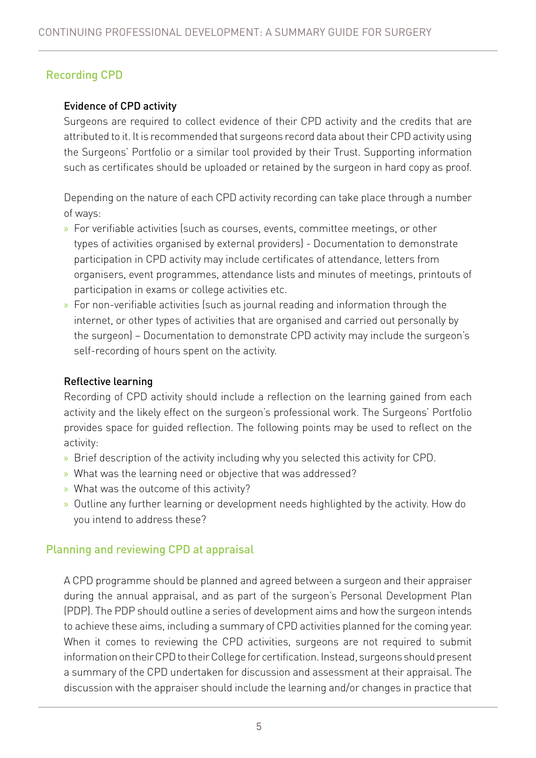## Recording CPD

### Evidence of CPD activity

Surgeons are required to collect evidence of their CPD activity and the credits that are attributed to it. It is recommended that surgeons record data about their CPD activity using the Surgeons' Portfolio or a similar tool provided by their Trust. Supporting information such as certificates should be uploaded or retained by the surgeon in hard copy as proof.

Depending on the nature of each CPD activity recording can take place through a number of ways:

- For verifiable activities (such as courses, events, committee meetings, or other types of activities organised by external providers) - Documentation to demonstrate participation in CPD activity may include certificates of attendance, letters from organisers, event programmes, attendance lists and minutes of meetings, printouts of participation in exams or college activities etc.
- For non-verifiable activities (such as journal reading and information through the internet, or other types of activities that are organised and carried out personally by the surgeon) – Documentation to demonstrate CPD activity may include the surgeon's self-recording of hours spent on the activity.

### Reflective learning

Recording of CPD activity should include a reflection on the learning gained from each activity and the likely effect on the surgeon's professional work. The Surgeons' Portfolio provides space for guided reflection. The following points may be used to reflect on the activity:

- Brief description of the activity including why you selected this activity for CPD.
- What was the learning need or objective that was addressed?
- What was the outcome of this activity?
- Outline any further learning or development needs highlighted by the activity. How do you intend to address these?

## Planning and reviewing CPD at appraisal

A CPD programme should be planned and agreed between a surgeon and their appraiser during the annual appraisal, and as part of the surgeon's Personal Development Plan (PDP). The PDP should outline a series of development aims and how the surgeon intends to achieve these aims, including a summary of CPD activities planned for the coming year. When it comes to reviewing the CPD activities, surgeons are not required to submit information on their CPD to their College for certification. Instead, surgeons should present a summary of the CPD undertaken for discussion and assessment at their appraisal. The discussion with the appraiser should include the learning and/or changes in practice that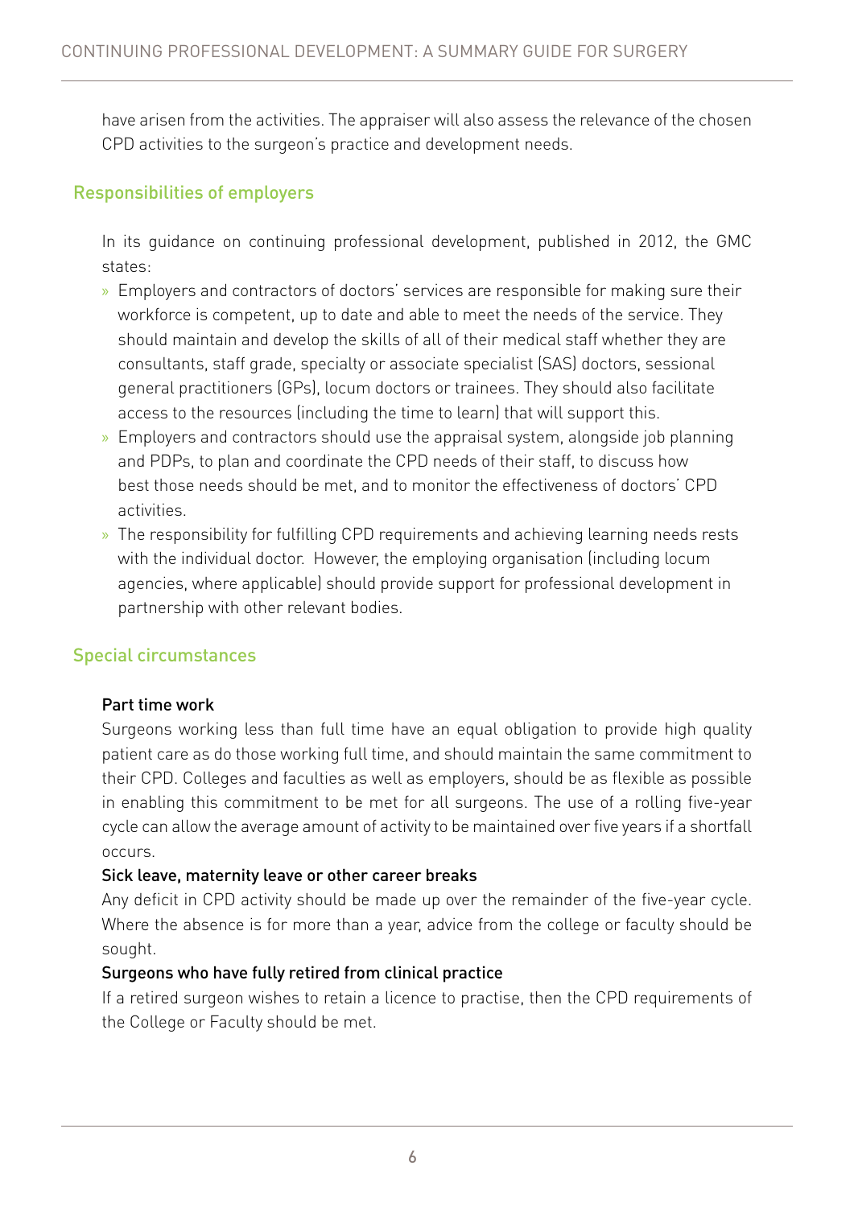have arisen from the activities. The appraiser will also assess the relevance of the chosen CPD activities to the surgeon's practice and development needs.

## Responsibilities of employers

In its guidance on continuing professional development, published in 2012, the GMC states:

- Employers and contractors of doctors' services are responsible for making sure their workforce is competent, up to date and able to meet the needs of the service. They should maintain and develop the skills of all of their medical staff whether they are consultants, staff grade, specialty or associate specialist (SAS) doctors, sessional general practitioners (GPs), locum doctors or trainees. They should also facilitate access to the resources (including the time to learn) that will support this.
- Employers and contractors should use the appraisal system, alongside job planning and PDPs, to plan and coordinate the CPD needs of their staff, to discuss how best those needs should be met, and to monitor the effectiveness of doctors' CPD activities.
- The responsibility for fulfilling CPD requirements and achieving learning needs rests with the individual doctor. However, the employing organisation (including locum agencies, where applicable) should provide support for professional development in partnership with other relevant bodies.

## Special circumstances

### Part time work

Surgeons working less than full time have an equal obligation to provide high quality patient care as do those working full time, and should maintain the same commitment to their CPD. Colleges and faculties as well as employers, should be as flexible as possible in enabling this commitment to be met for all surgeons. The use of a rolling five-year cycle can allow the average amount of activity to be maintained over five years if a shortfall occurs.

### Sick leave, maternity leave or other career breaks

Any deficit in CPD activity should be made up over the remainder of the five-year cycle. Where the absence is for more than a year, advice from the college or faculty should be sought.

### Surgeons who have fully retired from clinical practice

If a retired surgeon wishes to retain a licence to practise, then the CPD requirements of the College or Faculty should be met.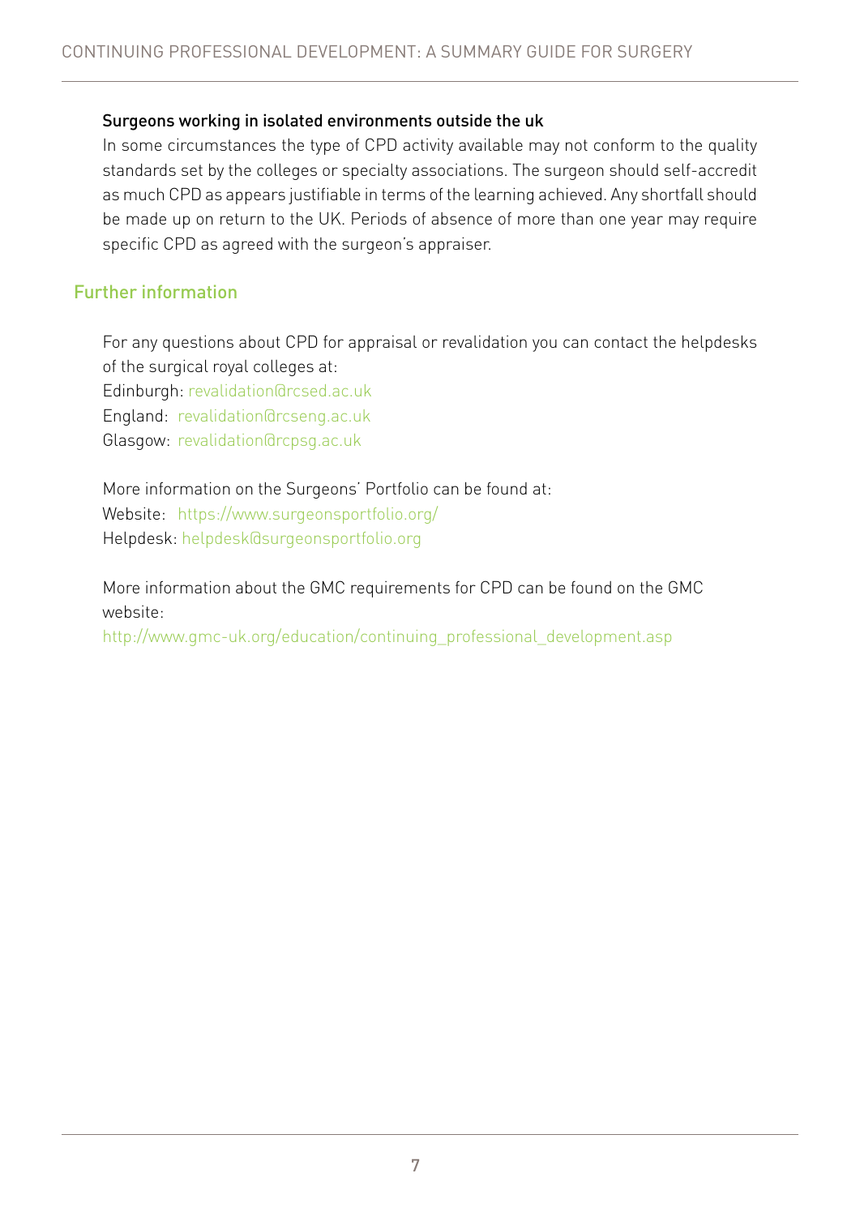### Surgeons working in isolated environments outside the uk

In some circumstances the type of CPD activity available may not conform to the quality standards set by the colleges or specialty associations. The surgeon should self-accredit as much CPD as appears justifiable in terms of the learning achieved. Any shortfall should be made up on return to the UK. Periods of absence of more than one year may require specific CPD as agreed with the surgeon's appraiser.

## Further information

For any questions about CPD for appraisal or revalidation you can contact the helpdesks of the surgical royal colleges at:
Edinburgh: revalidation@rcsed.ac.uk
England: revalidation@rcseng.ac.uk
Glasgow: revalidation@rcpsg.ac.uk

More information on the Surgeons' Portfolio can be found at:
Website: https://www.surgeonsportfolio.org/
Helpdesk: helpdesk@surgeonsportfolio.org

More information about the GMC requirements for CPD can be found on the GMC website:
http://www.gmc-uk.org/education/continuing_professional_development.asp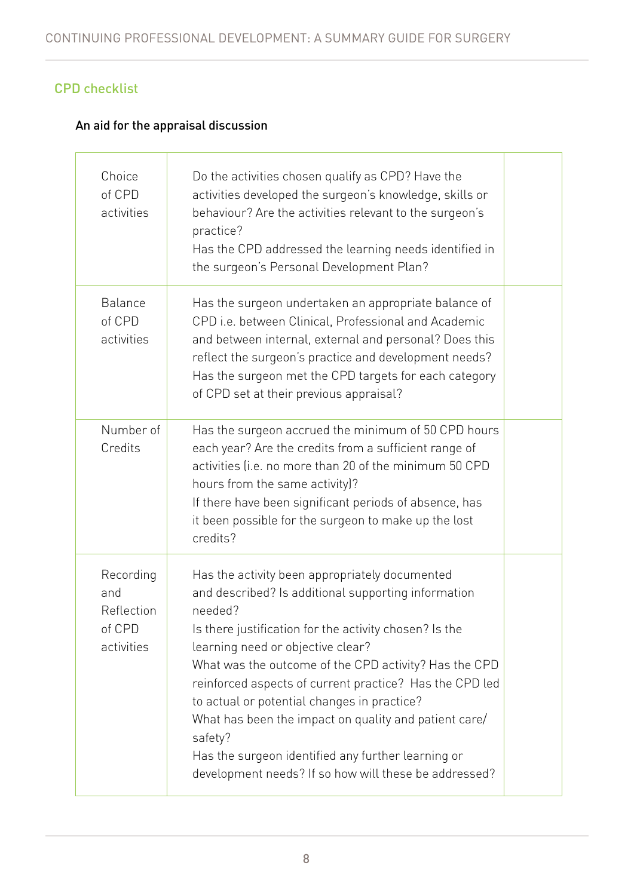## CPD checklist

### An aid for the appraisal discussion

| | | |
|---|---|---|
| Choice of CPD activities | Do the activities chosen qualify as CPD? Have the activities developed the surgeon's knowledge, skills or behaviour? Are the activities relevant to the surgeon's practice?<br>Has the CPD addressed the learning needs identified in the surgeon's Personal Development Plan? | |
| Balance of CPD activities | Has the surgeon undertaken an appropriate balance of CPD i.e. between Clinical, Professional and Academic and between internal, external and personal? Does this reflect the surgeon's practice and development needs? Has the surgeon met the CPD targets for each category of CPD set at their previous appraisal? | |
| Number of Credits | Has the surgeon accrued the minimum of 50 CPD hours each year? Are the credits from a sufficient range of activities (i.e. no more than 20 of the minimum 50 CPD hours from the same activity)?<br>If there have been significant periods of absence, has it been possible for the surgeon to make up the lost credits? | |
| Recording and Reflection of CPD activities | Has the activity been appropriately documented and described? Is additional supporting information needed?<br>Is there justification for the activity chosen? Is the learning need or objective clear?<br>What was the outcome of the CPD activity? Has the CPD reinforced aspects of current practice? Has the CPD led to actual or potential changes in practice?<br>What has been the impact on quality and patient care/ safety?<br>Has the surgeon identified any further learning or development needs? If so how will these be addressed? | |